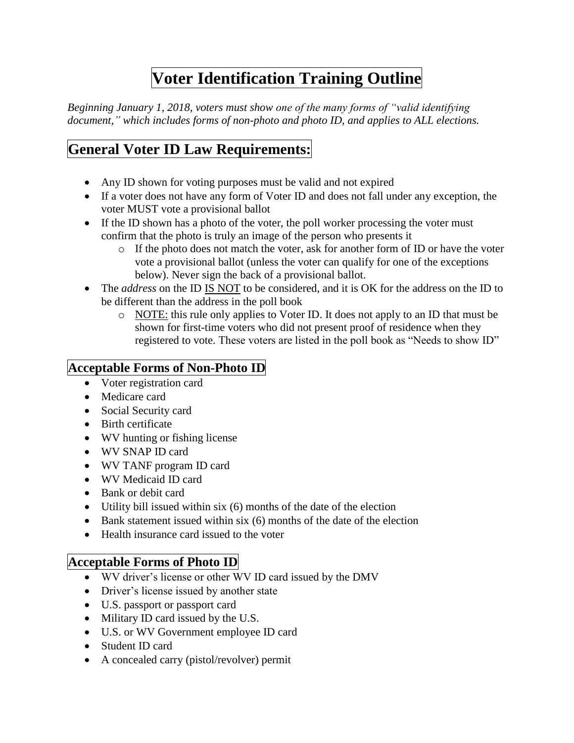# Voter Identification Training Outline

*Beginning January 1, 2018, voters must show one of the many forms of "valid identifying document," which includes forms of non-photo and photo ID, and applies to ALL elections.*

## General Voter ID Law Requirements:

- Any ID shown for voting purposes must be valid and not expired
- If a voter does not have any form of Voter ID and does not fall under any exception, the voter MUST vote a provisional ballot
- If the ID shown has a photo of the voter, the poll worker processing the voter must confirm that the photo is truly an image of the person who presents it
  - If the photo does not match the voter, ask for another form of ID or have the voter vote a provisional ballot (unless the voter can qualify for one of the exceptions below). Never sign the back of a provisional ballot.
- The *address* on the ID IS NOT to be considered, and it is OK for the address on the ID to be different than the address in the poll book
  - NOTE: this rule only applies to Voter ID. It does not apply to an ID that must be shown for first-time voters who did not present proof of residence when they registered to vote. These voters are listed in the poll book as "Needs to show ID"

### Acceptable Forms of Non-Photo ID

- Voter registration card
- Medicare card
- Social Security card
- Birth certificate
- WV hunting or fishing license
- WV SNAP ID card
- WV TANF program ID card
- WV Medicaid ID card
- Bank or debit card
- Utility bill issued within six (6) months of the date of the election
- Bank statement issued within six (6) months of the date of the election
- Health insurance card issued to the voter

### Acceptable Forms of Photo ID

- WV driver's license or other WV ID card issued by the DMV
- Driver's license issued by another state
- U.S. passport or passport card
- Military ID card issued by the U.S.
- U.S. or WV Government employee ID card
- Student ID card
- A concealed carry (pistol/revolver) permit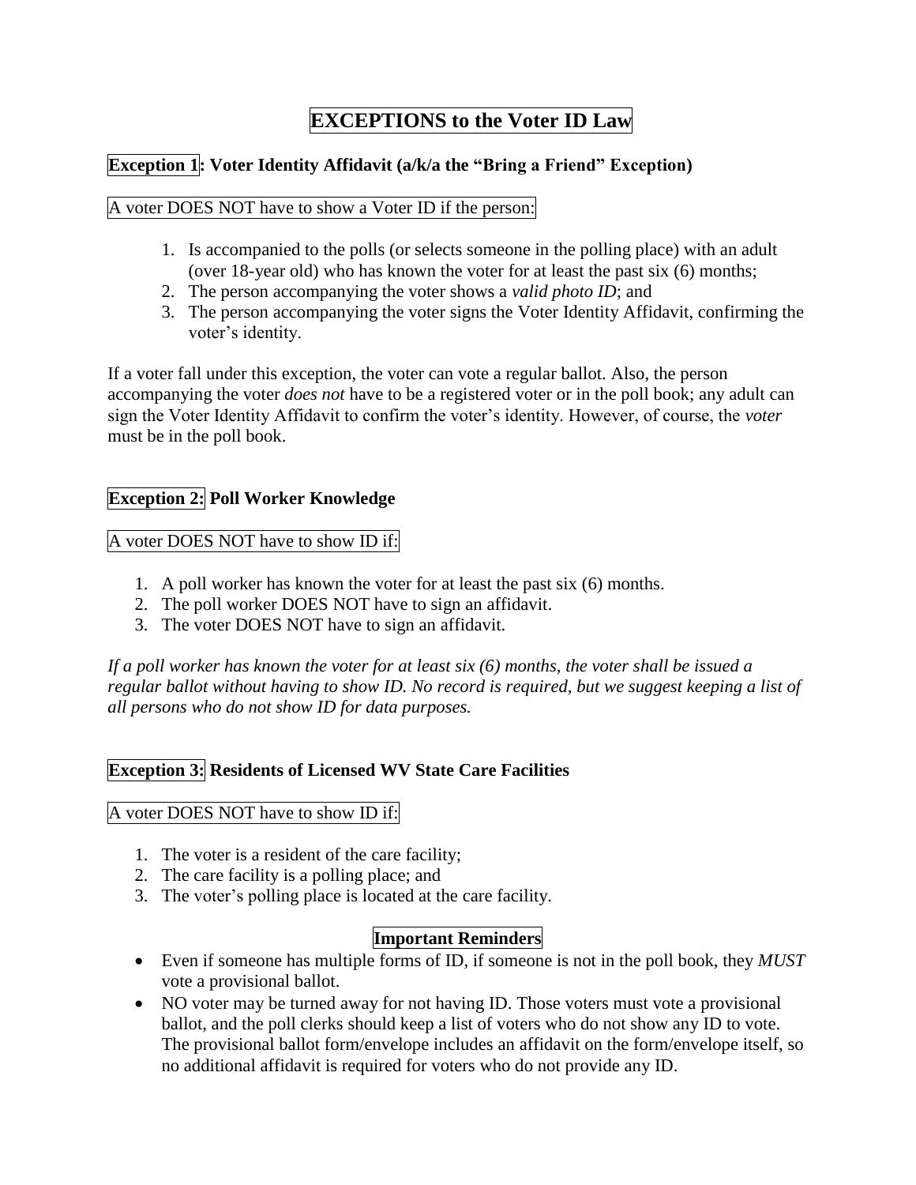# EXCEPTIONS to the Voter ID Law

### Exception 1: Voter Identity Affidavit (a/k/a the "Bring a Friend" Exception)

A voter DOES NOT have to show a Voter ID if the person:

1. Is accompanied to the polls (or selects someone in the polling place) with an adult (over 18-year old) who has known the voter for at least the past six (6) months;
2. The person accompanying the voter shows a *valid photo ID*; and
3. The person accompanying the voter signs the Voter Identity Affidavit, confirming the voter's identity.

If a voter fall under this exception, the voter can vote a regular ballot. Also, the person accompanying the voter *does not* have to be a registered voter or in the poll book; any adult can sign the Voter Identity Affidavit to confirm the voter's identity. However, of course, the *voter* must be in the poll book.

### Exception 2: Poll Worker Knowledge

A voter DOES NOT have to show ID if:

1. A poll worker has known the voter for at least the past six (6) months.
2. The poll worker DOES NOT have to sign an affidavit.
3. The voter DOES NOT have to sign an affidavit.

*If a poll worker has known the voter for at least six (6) months, the voter shall be issued a regular ballot without having to show ID. No record is required, but we suggest keeping a list of all persons who do not show ID for data purposes.*

### Exception 3: Residents of Licensed WV State Care Facilities

A voter DOES NOT have to show ID if:

1. The voter is a resident of the care facility;
2. The care facility is a polling place; and
3. The voter's polling place is located at the care facility.

### Important Reminders

- Even if someone has multiple forms of ID, if someone is not in the poll book, they *MUST* vote a provisional ballot.
- NO voter may be turned away for not having ID. Those voters must vote a provisional ballot, and the poll clerks should keep a list of voters who do not show any ID to vote. The provisional ballot form/envelope includes an affidavit on the form/envelope itself, so no additional affidavit is required for voters who do not provide any ID.